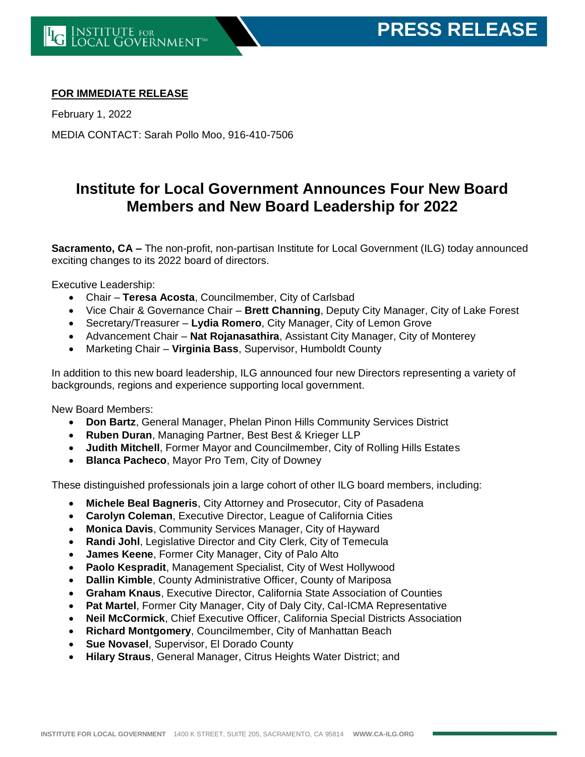**PRESS RELEASE**

**FOR IMMEDIATE RELEASE**

February 1, 2022

MEDIA CONTACT: Sarah Pollo Moo, 916-410-7506

# Institute for Local Government Announces Four New Board Members and New Board Leadership for 2022

**Sacramento, CA –** The non-profit, non-partisan Institute for Local Government (ILG) today announced exciting changes to its 2022 board of directors.

Executive Leadership:

- Chair – **Teresa Acosta**, Councilmember, City of Carlsbad
- Vice Chair & Governance Chair – **Brett Channing**, Deputy City Manager, City of Lake Forest
- Secretary/Treasurer – **Lydia Romero**, City Manager, City of Lemon Grove
- Advancement Chair – **Nat Rojanasathira**, Assistant City Manager, City of Monterey
- Marketing Chair – **Virginia Bass**, Supervisor, Humboldt County

In addition to this new board leadership, ILG announced four new Directors representing a variety of backgrounds, regions and experience supporting local government.

New Board Members:

- **Don Bartz**, General Manager, Phelan Pinon Hills Community Services District
- **Ruben Duran**, Managing Partner, Best Best & Krieger LLP
- **Judith Mitchell**, Former Mayor and Councilmember, City of Rolling Hills Estates
- **Blanca Pacheco**, Mayor Pro Tem, City of Downey

These distinguished professionals join a large cohort of other ILG board members, including:

- **Michele Beal Bagneris**, City Attorney and Prosecutor, City of Pasadena
- **Carolyn Coleman**, Executive Director, League of California Cities
- **Monica Davis**, Community Services Manager, City of Hayward
- **Randi Johl**, Legislative Director and City Clerk, City of Temecula
- **James Keene**, Former City Manager, City of Palo Alto
- **Paolo Kespradit**, Management Specialist, City of West Hollywood
- **Dallin Kimble**, County Administrative Officer, County of Mariposa
- **Graham Knaus**, Executive Director, California State Association of Counties
- **Pat Martel**, Former City Manager, City of Daly City, Cal-ICMA Representative
- **Neil McCormick**, Chief Executive Officer, California Special Districts Association
- **Richard Montgomery**, Councilmember, City of Manhattan Beach
- **Sue Novasel**, Supervisor, El Dorado County
- **Hilary Straus**, General Manager, Citrus Heights Water District; and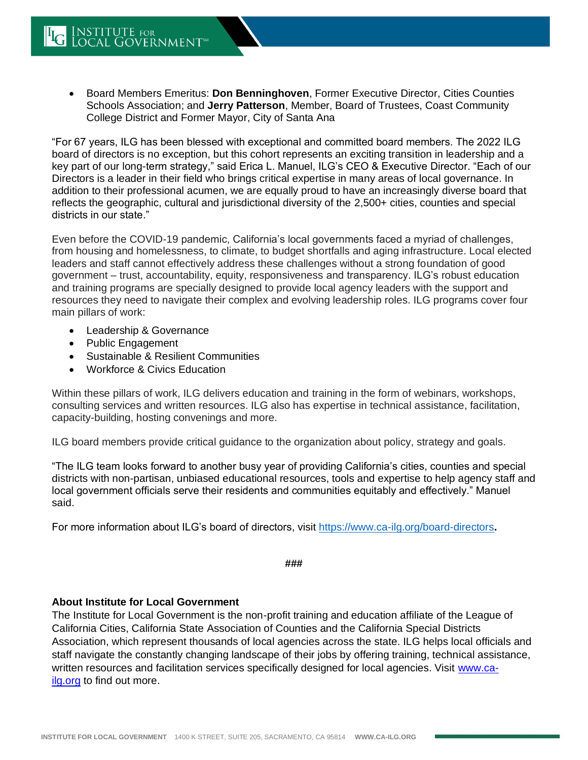- Board Members Emeritus: **Don Benninghoven**, Former Executive Director, Cities Counties Schools Association; and **Jerry Patterson**, Member, Board of Trustees, Coast Community College District and Former Mayor, City of Santa Ana

"For 67 years, ILG has been blessed with exceptional and committed board members. The 2022 ILG board of directors is no exception, but this cohort represents an exciting transition in leadership and a key part of our long-term strategy," said Erica L. Manuel, ILG's CEO & Executive Director. "Each of our Directors is a leader in their field who brings critical expertise in many areas of local governance. In addition to their professional acumen, we are equally proud to have an increasingly diverse board that reflects the geographic, cultural and jurisdictional diversity of the 2,500+ cities, counties and special districts in our state."

Even before the COVID-19 pandemic, California's local governments faced a myriad of challenges, from housing and homelessness, to climate, to budget shortfalls and aging infrastructure. Local elected leaders and staff cannot effectively address these challenges without a strong foundation of good government – trust, accountability, equity, responsiveness and transparency. ILG's robust education and training programs are specially designed to provide local agency leaders with the support and resources they need to navigate their complex and evolving leadership roles. ILG programs cover four main pillars of work:

- Leadership & Governance
- Public Engagement
- Sustainable & Resilient Communities
- Workforce & Civics Education

Within these pillars of work, ILG delivers education and training in the form of webinars, workshops, consulting services and written resources. ILG also has expertise in technical assistance, facilitation, capacity-building, hosting convenings and more.

ILG board members provide critical guidance to the organization about policy, strategy and goals.

"The ILG team looks forward to another busy year of providing California's cities, counties and special districts with non-partisan, unbiased educational resources, tools and expertise to help agency staff and local government officials serve their residents and communities equitably and effectively." Manuel said.

For more information about ILG's board of directors, visit https://www.ca-ilg.org/board-directors.

###

**About Institute for Local Government**

The Institute for Local Government is the non-profit training and education affiliate of the League of California Cities, California State Association of Counties and the California Special Districts Association, which represent thousands of local agencies across the state. ILG helps local officials and staff navigate the constantly changing landscape of their jobs by offering training, technical assistance, written resources and facilitation services specifically designed for local agencies. Visit www.ca-ilg.org to find out more.